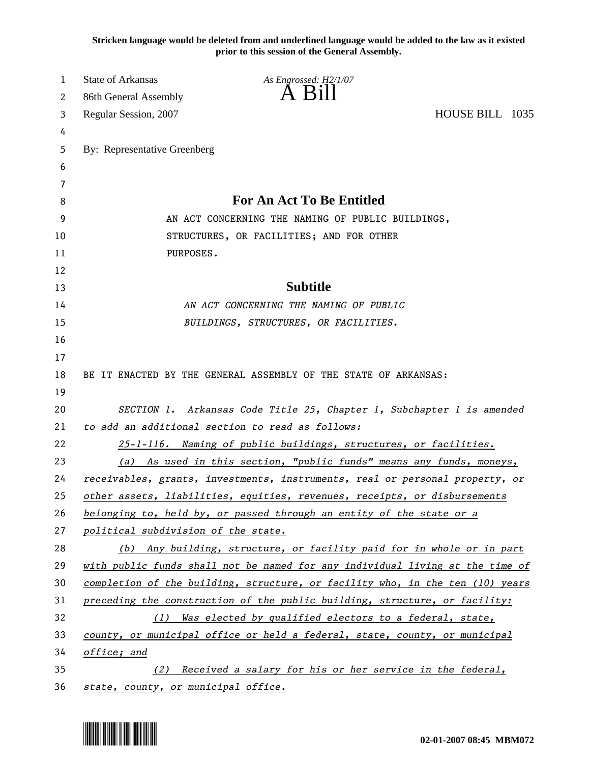**Stricken language would be deleted from and underlined language would be added to the law as it existed prior to this session of the General Assembly.**

State of Arkansas
86th General Assembly
Regular Session, 2007

*As Engrossed: H2/1/07*

# A Bill

HOUSE BILL 1035

By: Representative Greenberg

## For An Act To Be Entitled

AN ACT CONCERNING THE NAMING OF PUBLIC BUILDINGS, STRUCTURES, OR FACILITIES; AND FOR OTHER PURPOSES.

## Subtitle

*AN ACT CONCERNING THE NAMING OF PUBLIC BUILDINGS, STRUCTURES, OR FACILITIES.*

BE IT ENACTED BY THE GENERAL ASSEMBLY OF THE STATE OF ARKANSAS:

*SECTION 1. Arkansas Code Title 25, Chapter 1, Subchapter 1 is amended to add an additional section to read as follows:*

<u>*25-1-116. Naming of public buildings, structures, or facilities.*</u>

<u>*(a) As used in this section, "public funds" means any funds, moneys, receivables, grants, investments, instruments, real or personal property, or other assets, liabilities, equities, revenues, receipts, or disbursements belonging to, held by, or passed through an entity of the state or a political subdivision of the state.*</u>

<u>*(b) Any building, structure, or facility paid for in whole or in part with public funds shall not be named for any individual living at the time of completion of the building, structure, or facility who, in the ten (10) years preceding the construction of the public building, structure, or facility:*</u>

<u>*(1) Was elected by qualified electors to a federal, state, county, or municipal office or held a federal, state, county, or municipal office; and*</u>

<u>*(2) Received a salary for his or her service in the federal, state, county, or municipal office.*</u>

02-01-2007 08:45 MBM072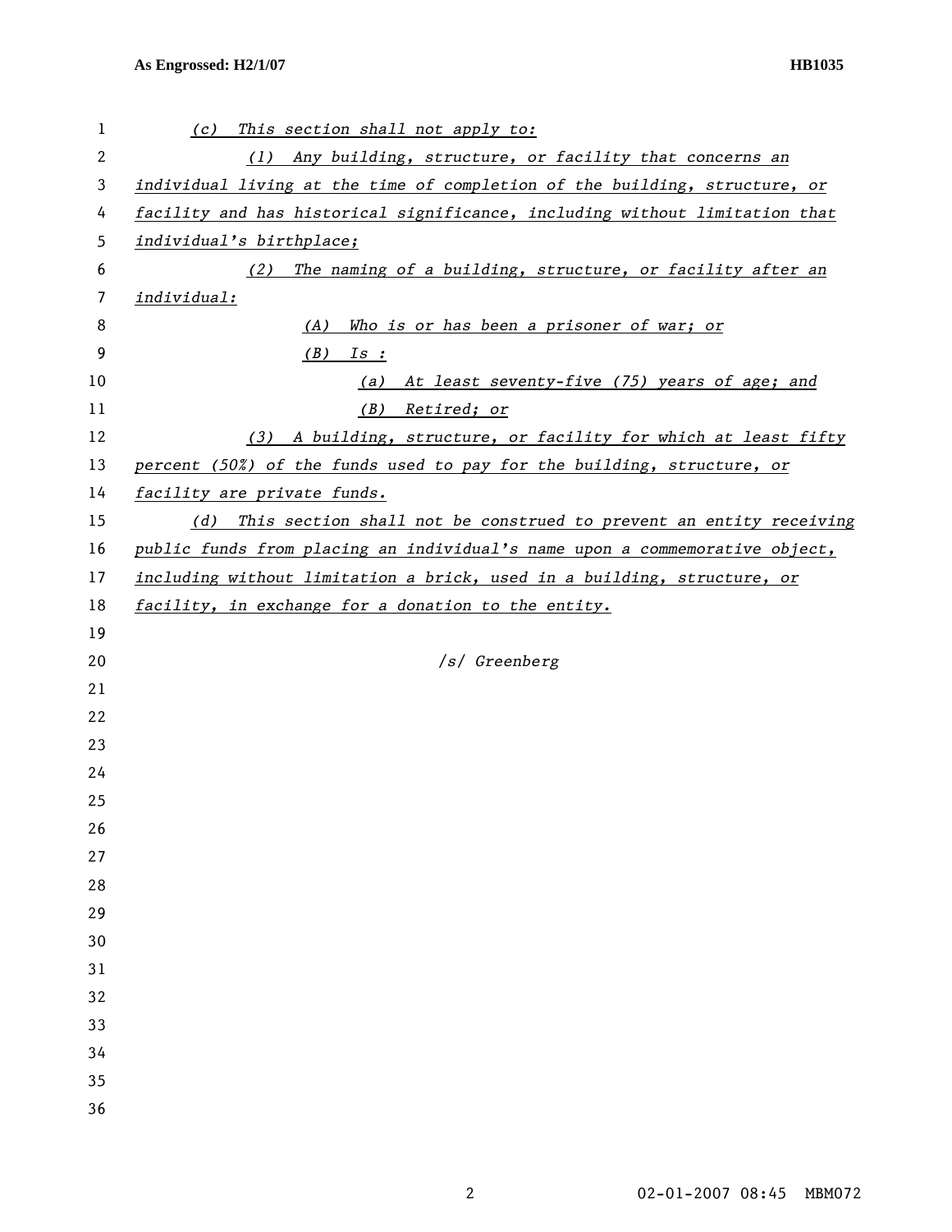(c) This section shall not apply to:

(1) Any building, structure, or facility that concerns an individual living at the time of completion of the building, structure, or facility and has historical significance, including without limitation that individual's birthplace;

(2) The naming of a building, structure, or facility after an individual:

(A) Who is or has been a prisoner of war; or

(B) Is :

(a) At least seventy-five (75) years of age; and

(B) Retired; or

(3) A building, structure, or facility for which at least fifty percent (50%) of the funds used to pay for the building, structure, or facility are private funds.

(d) This section shall not be construed to prevent an entity receiving public funds from placing an individual's name upon a commemorative object, including without limitation a brick, used in a building, structure, or facility, in exchange for a donation to the entity.

/s/ Greenberg